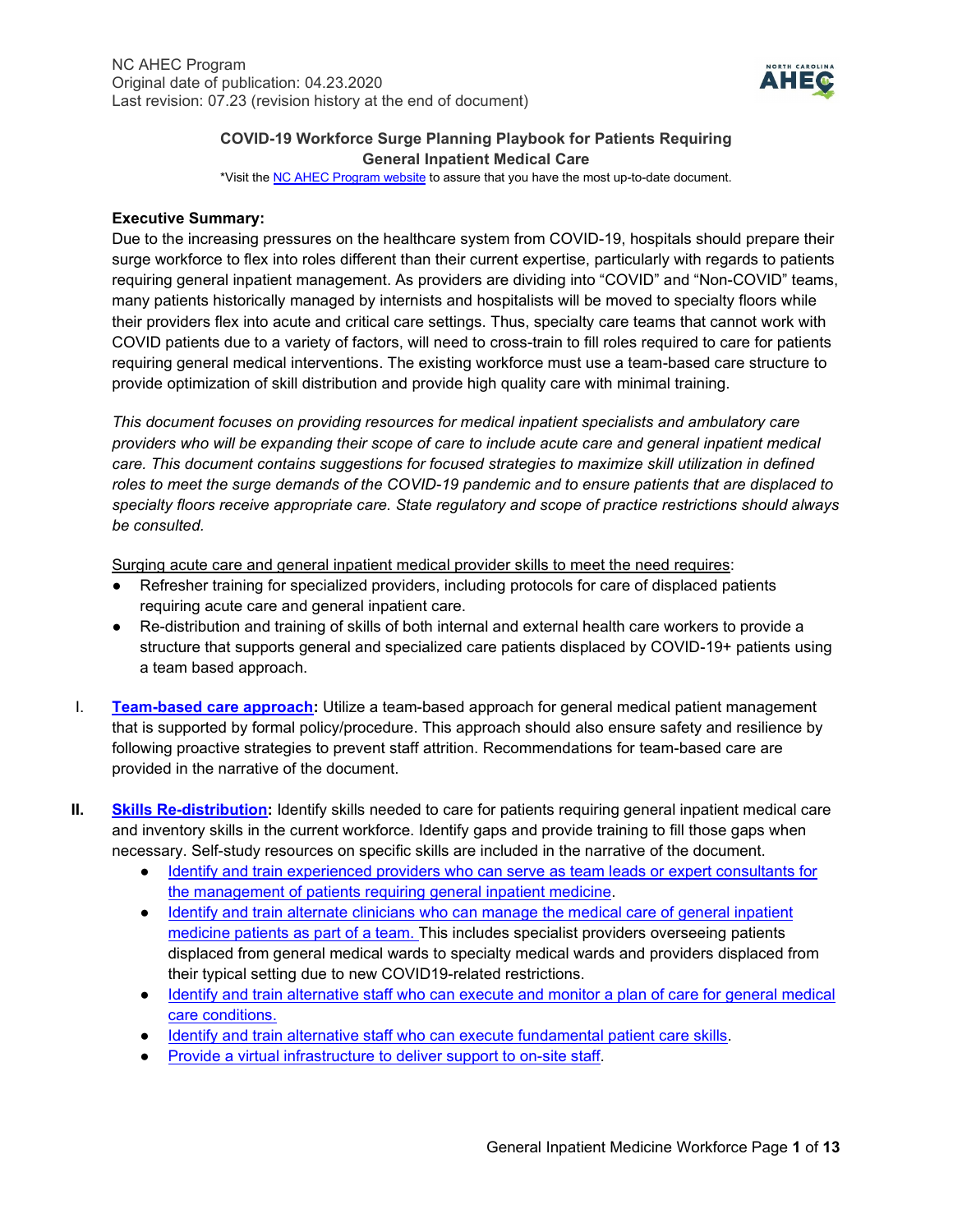NC AHEC Program
Original date of publication: 04.23.2020
Last revision: 07.23 (revision history at the end of document)

**COVID-19 Workforce Surge Planning Playbook for Patients Requiring General Inpatient Medical Care**

*Visit the NC AHEC Program website to assure that you have the most up-to-date document.

**Executive Summary:**

Due to the increasing pressures on the healthcare system from COVID-19, hospitals should prepare their surge workforce to flex into roles different than their current expertise, particularly with regards to patients requiring general inpatient management. As providers are dividing into "COVID" and "Non-COVID" teams, many patients historically managed by internists and hospitalists will be moved to specialty floors while their providers flex into acute and critical care settings. Thus, specialty care teams that cannot work with COVID patients due to a variety of factors, will need to cross-train to fill roles required to care for patients requiring general medical interventions. The existing workforce must use a team-based care structure to provide optimization of skill distribution and provide high quality care with minimal training.

*This document focuses on providing resources for medical inpatient specialists and ambulatory care providers who will be expanding their scope of care to include acute care and general inpatient medical care. This document contains suggestions for focused strategies to maximize skill utilization in defined roles to meet the surge demands of the COVID-19 pandemic and to ensure patients that are displaced to specialty floors receive appropriate care. State regulatory and scope of practice restrictions should always be consulted.*

Surging acute care and general inpatient medical provider skills to meet the need requires:

- Refresher training for specialized providers, including protocols for care of displaced patients requiring acute care and general inpatient care.
- Re-distribution and training of skills of both internal and external health care workers to provide a structure that supports general and specialized care patients displaced by COVID-19+ patients using a team based approach.

I. **Team-based care approach:** Utilize a team-based approach for general medical patient management that is supported by formal policy/procedure. This approach should also ensure safety and resilience by following proactive strategies to prevent staff attrition. Recommendations for team-based care are provided in the narrative of the document.

II. **Skills Re-distribution:** Identify skills needed to care for patients requiring general inpatient medical care and inventory skills in the current workforce. Identify gaps and provide training to fill those gaps when necessary. Self-study resources on specific skills are included in the narrative of the document.
   - Identify and train experienced providers who can serve as team leads or expert consultants for the management of patients requiring general inpatient medicine.
   - Identify and train alternate clinicians who can manage the medical care of general inpatient medicine patients as part of a team. This includes specialist providers overseeing patients displaced from general medical wards to specialty medical wards and providers displaced from their typical setting due to new COVID19-related restrictions.
   - Identify and train alternative staff who can execute and monitor a plan of care for general medical care conditions.
   - Identify and train alternative staff who can execute fundamental patient care skills.
   - Provide a virtual infrastructure to deliver support to on-site staff.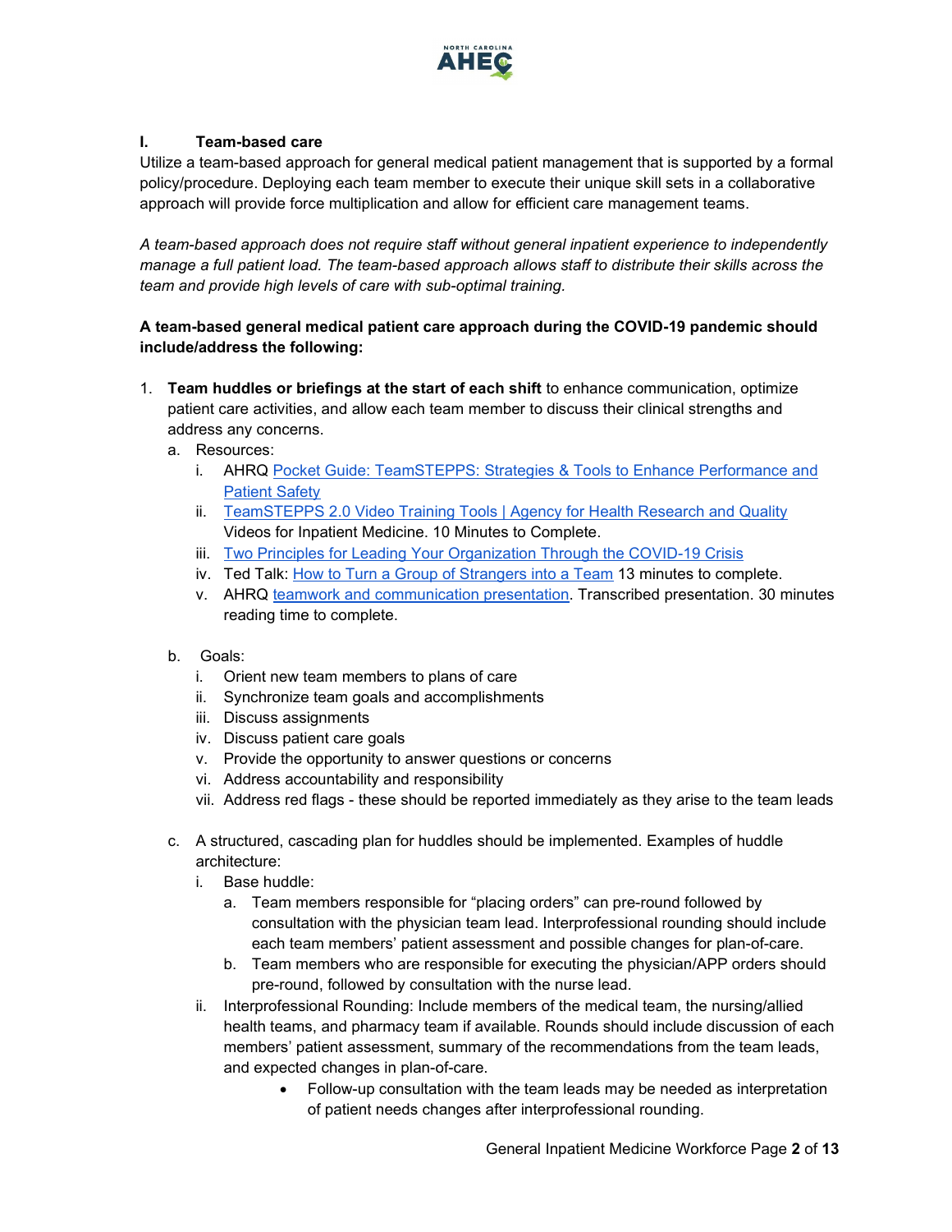## I. Team-based care

Utilize a team-based approach for general medical patient management that is supported by a formal policy/procedure. Deploying each team member to execute their unique skill sets in a collaborative approach will provide force multiplication and allow for efficient care management teams.

*A team-based approach does not require staff without general inpatient experience to independently manage a full patient load. The team-based approach allows staff to distribute their skills across the team and provide high levels of care with sub-optimal training.*

**A team-based general medical patient care approach during the COVID-19 pandemic should include/address the following:**

1. **Team huddles or briefings at the start of each shift** to enhance communication, optimize patient care activities, and allow each team member to discuss their clinical strengths and address any concerns.
   a. Resources:
      i. AHRQ Pocket Guide: TeamSTEPPS: Strategies & Tools to Enhance Performance and Patient Safety
      ii. TeamSTEPPS 2.0 Video Training Tools | Agency for Health Research and Quality Videos for Inpatient Medicine. 10 Minutes to Complete.
      iii. Two Principles for Leading Your Organization Through the COVID-19 Crisis
      iv. Ted Talk: How to Turn a Group of Strangers into a Team 13 minutes to complete.
      v. AHRQ teamwork and communication presentation. Transcribed presentation. 30 minutes reading time to complete.

   b. Goals:
      i. Orient new team members to plans of care
      ii. Synchronize team goals and accomplishments
      iii. Discuss assignments
      iv. Discuss patient care goals
      v. Provide the opportunity to answer questions or concerns
      vi. Address accountability and responsibility
      vii. Address red flags - these should be reported immediately as they arise to the team leads

   c. A structured, cascading plan for huddles should be implemented. Examples of huddle architecture:
      i. Base huddle:
         a. Team members responsible for "placing orders" can pre-round followed by consultation with the physician team lead. Interprofessional rounding should include each team members' patient assessment and possible changes for plan-of-care.
         b. Team members who are responsible for executing the physician/APP orders should pre-round, followed by consultation with the nurse lead.
      ii. Interprofessional Rounding: Include members of the medical team, the nursing/allied health teams, and pharmacy team if available. Rounds should include discussion of each members' patient assessment, summary of the recommendations from the team leads, and expected changes in plan-of-care.
         - Follow-up consultation with the team leads may be needed as interpretation of patient needs changes after interprofessional rounding.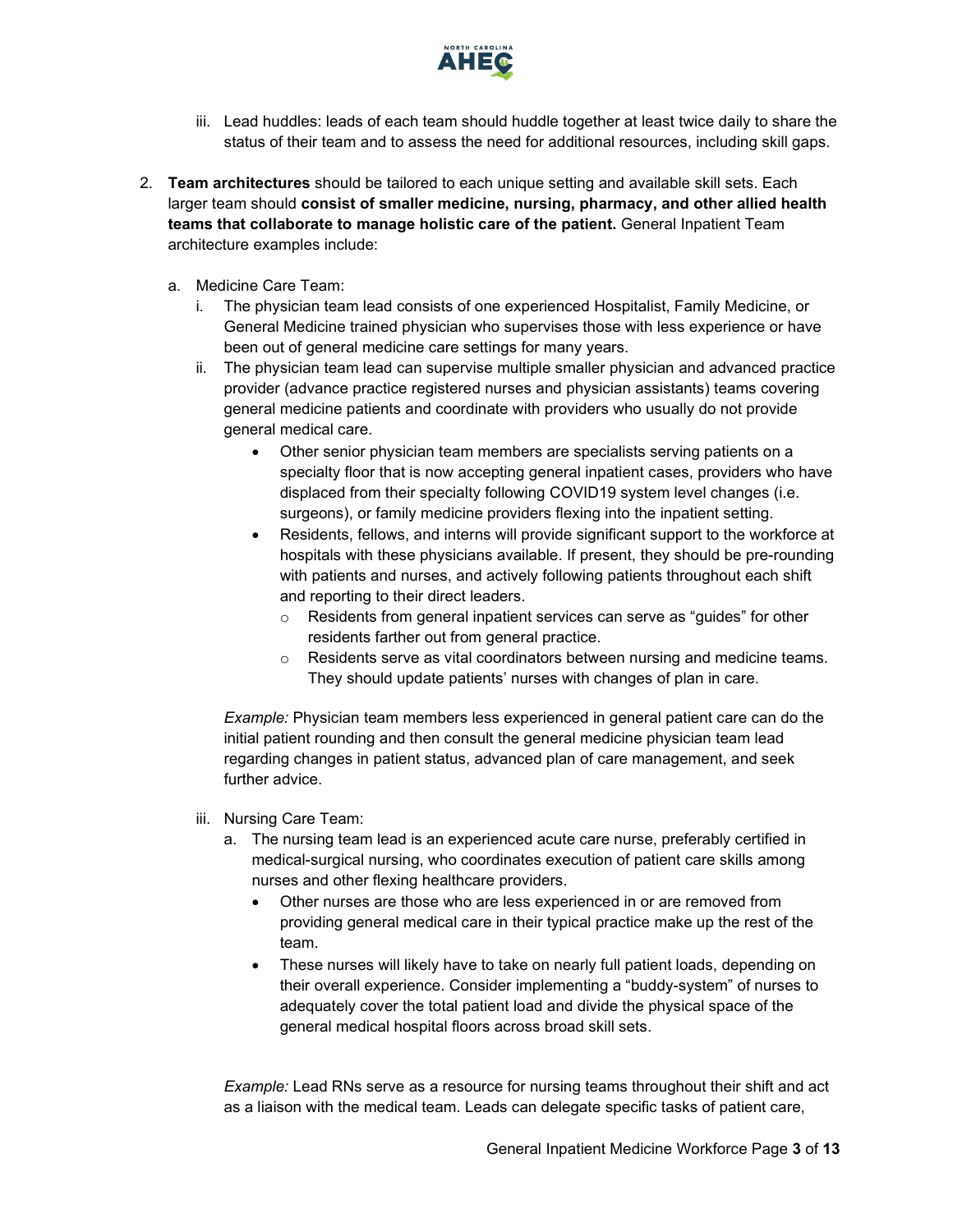iii. Lead huddles: leads of each team should huddle together at least twice daily to share the status of their team and to assess the need for additional resources, including skill gaps.

2. **Team architectures** should be tailored to each unique setting and available skill sets. Each larger team should **consist of smaller medicine, nursing, pharmacy, and other allied health teams that collaborate to manage holistic care of the patient.** General Inpatient Team architecture examples include:

   a. Medicine Care Team:

      i. The physician team lead consists of one experienced Hospitalist, Family Medicine, or General Medicine trained physician who supervises those with less experience or have been out of general medicine care settings for many years.

      ii. The physician team lead can supervise multiple smaller physician and advanced practice provider (advance practice registered nurses and physician assistants) teams covering general medicine patients and coordinate with providers who usually do not provide general medical care.

         - Other senior physician team members are specialists serving patients on a specialty floor that is now accepting general inpatient cases, providers who have displaced from their specialty following COVID19 system level changes (i.e. surgeons), or family medicine providers flexing into the inpatient setting.
         - Residents, fellows, and interns will provide significant support to the workforce at hospitals with these physicians available. If present, they should be pre-rounding with patients and nurses, and actively following patients throughout each shift and reporting to their direct leaders.
            - Residents from general inpatient services can serve as "guides" for other residents farther out from general practice.
            - Residents serve as vital coordinators between nursing and medicine teams. They should update patients' nurses with changes of plan in care.

      *Example:* Physician team members less experienced in general patient care can do the initial patient rounding and then consult the general medicine physician team lead regarding changes in patient status, advanced plan of care management, and seek further advice.

      iii. Nursing Care Team:

         a. The nursing team lead is an experienced acute care nurse, preferably certified in medical-surgical nursing, who coordinates execution of patient care skills among nurses and other flexing healthcare providers.

            - Other nurses are those who are less experienced in or are removed from providing general medical care in their typical practice make up the rest of the team.
            - These nurses will likely have to take on nearly full patient loads, depending on their overall experience. Consider implementing a "buddy-system" of nurses to adequately cover the total patient load and divide the physical space of the general medical hospital floors across broad skill sets.

      *Example:* Lead RNs serve as a resource for nursing teams throughout their shift and act as a liaison with the medical team. Leads can delegate specific tasks of patient care,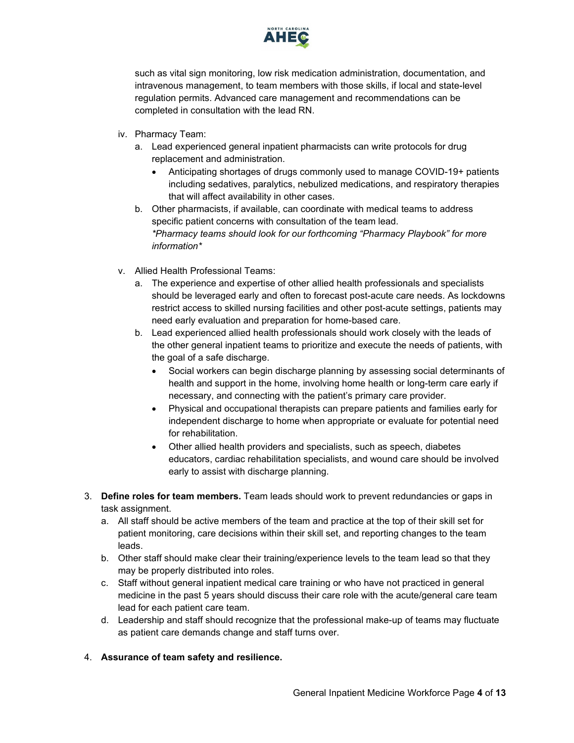such as vital sign monitoring, low risk medication administration, documentation, and intravenous management, to team members with those skills, if local and state-level regulation permits. Advanced care management and recommendations can be completed in consultation with the lead RN.

iv. Pharmacy Team:
   a. Lead experienced general inpatient pharmacists can write protocols for drug replacement and administration.
      - Anticipating shortages of drugs commonly used to manage COVID-19+ patients including sedatives, paralytics, nebulized medications, and respiratory therapies that will affect availability in other cases.
   b. Other pharmacists, if available, can coordinate with medical teams to address specific patient concerns with consultation of the team lead.
      *\*Pharmacy teams should look for our forthcoming "Pharmacy Playbook" for more information\**

v. Allied Health Professional Teams:
   a. The experience and expertise of other allied health professionals and specialists should be leveraged early and often to forecast post-acute care needs. As lockdowns restrict access to skilled nursing facilities and other post-acute settings, patients may need early evaluation and preparation for home-based care.
   b. Lead experienced allied health professionals should work closely with the leads of the other general inpatient teams to prioritize and execute the needs of patients, with the goal of a safe discharge.
      - Social workers can begin discharge planning by assessing social determinants of health and support in the home, involving home health or long-term care early if necessary, and connecting with the patient's primary care provider.
      - Physical and occupational therapists can prepare patients and families early for independent discharge to home when appropriate or evaluate for potential need for rehabilitation.
      - Other allied health providers and specialists, such as speech, diabetes educators, cardiac rehabilitation specialists, and wound care should be involved early to assist with discharge planning.

3. **Define roles for team members.** Team leads should work to prevent redundancies or gaps in task assignment.
   a. All staff should be active members of the team and practice at the top of their skill set for patient monitoring, care decisions within their skill set, and reporting changes to the team leads.
   b. Other staff should make clear their training/experience levels to the team lead so that they may be properly distributed into roles.
   c. Staff without general inpatient medical care training or who have not practiced in general medicine in the past 5 years should discuss their care role with the acute/general care team lead for each patient care team.
   d. Leadership and staff should recognize that the professional make-up of teams may fluctuate as patient care demands change and staff turns over.

4. **Assurance of team safety and resilience.**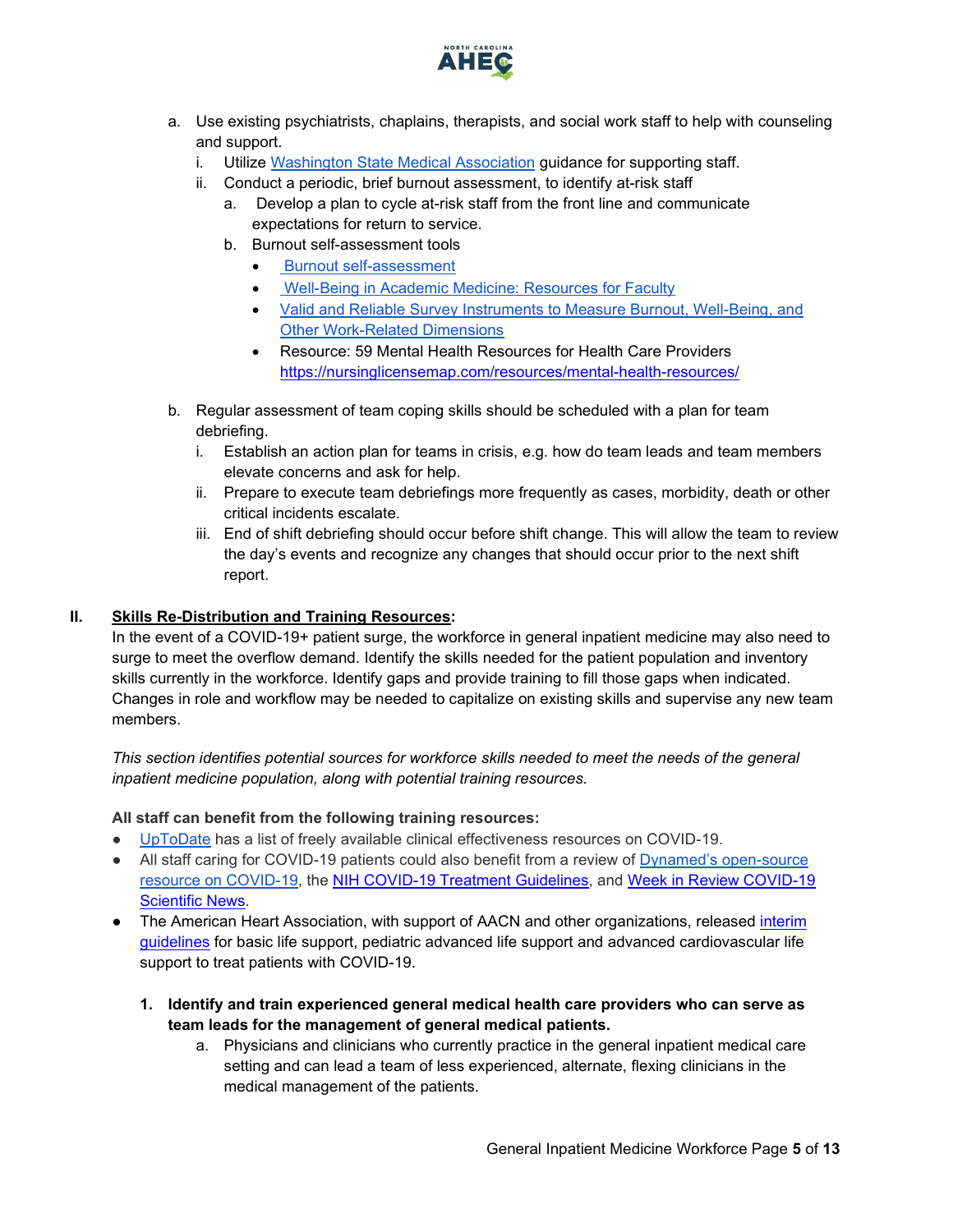a. Use existing psychiatrists, chaplains, therapists, and social work staff to help with counseling and support.
    i. Utilize [Washington State Medical Association](#) guidance for supporting staff.
    ii. Conduct a periodic, brief burnout assessment, to identify at-risk staff
        a. Develop a plan to cycle at-risk staff from the front line and communicate expectations for return to service.
        b. Burnout self-assessment tools
            - [Burnout self-assessment](#)
            - [Well-Being in Academic Medicine: Resources for Faculty](#)
            - [Valid and Reliable Survey Instruments to Measure Burnout, Well-Being, and Other Work-Related Dimensions](#)
            - Resource: 59 Mental Health Resources for Health Care Providers https://nursinglicensemap.com/resources/mental-health-resources/

b. Regular assessment of team coping skills should be scheduled with a plan for team debriefing.
    i. Establish an action plan for teams in crisis, e.g. how do team leads and team members elevate concerns and ask for help.
    ii. Prepare to execute team debriefings more frequently as cases, morbidity, death or other critical incidents escalate.
    iii. End of shift debriefing should occur before shift change. This will allow the team to review the day's events and recognize any changes that should occur prior to the next shift report.

## II. Skills Re-Distribution and Training Resources:

In the event of a COVID-19+ patient surge, the workforce in general inpatient medicine may also need to surge to meet the overflow demand. Identify the skills needed for the patient population and inventory skills currently in the workforce. Identify gaps and provide training to fill those gaps when indicated. Changes in role and workflow may be needed to capitalize on existing skills and supervise any new team members.

*This section identifies potential sources for workforce skills needed to meet the needs of the general inpatient medicine population, along with potential training resources.*

**All staff can benefit from the following training resources:**

- [UpToDate](#) has a list of freely available clinical effectiveness resources on COVID-19.
- All staff caring for COVID-19 patients could also benefit from a review of [Dynamed's open-source resource on COVID-19](#), the [NIH COVID-19 Treatment Guidelines](#), and [Week in Review COVID-19 Scientific News](#).
- The American Heart Association, with support of AACN and other organizations, released [interim guidelines](#) for basic life support, pediatric advanced life support and advanced cardiovascular life support to treat patients with COVID-19.

1. **Identify and train experienced general medical health care providers who can serve as team leads for the management of general medical patients.**
    a. Physicians and clinicians who currently practice in the general inpatient medical care setting and can lead a team of less experienced, alternate, flexing clinicians in the medical management of the patients.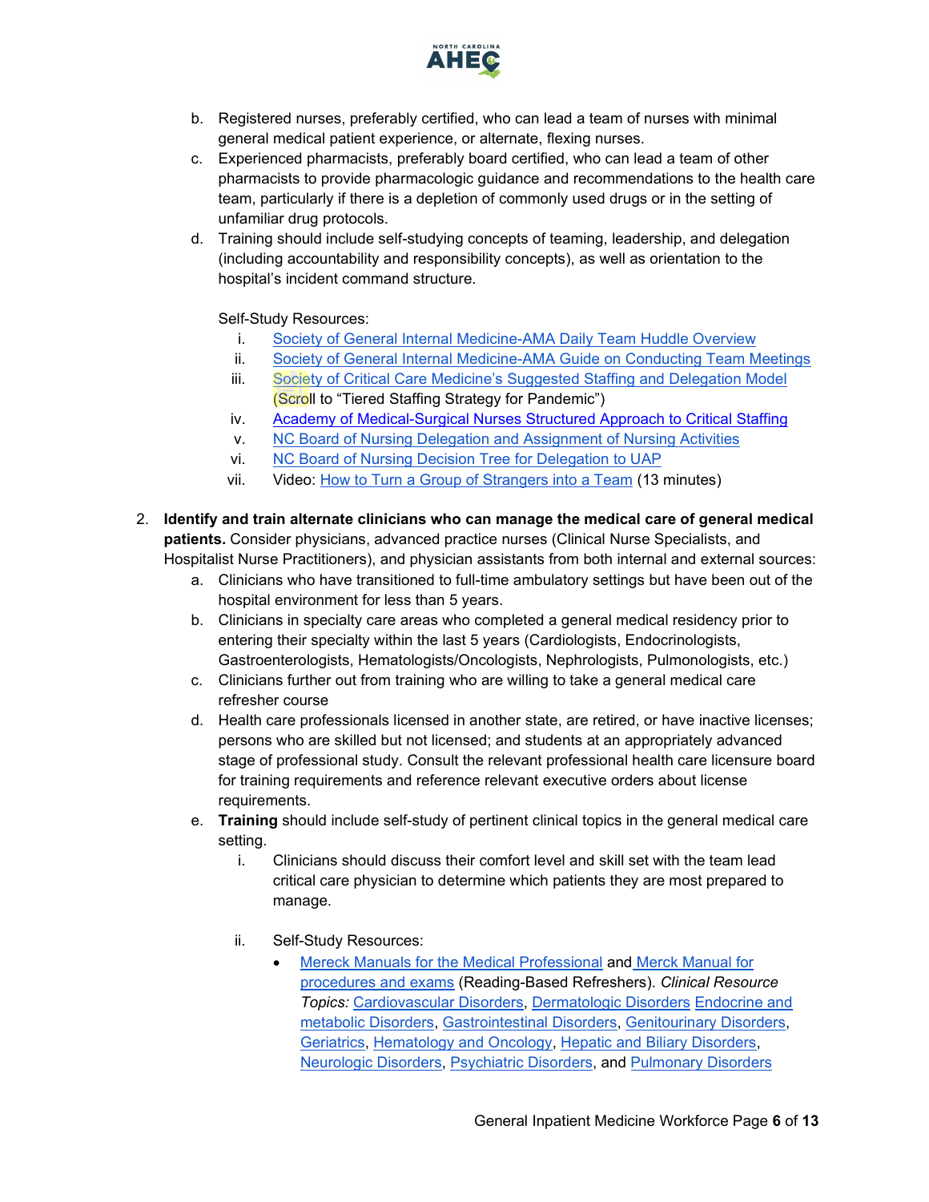b. Registered nurses, preferably certified, who can lead a team of nurses with minimal general medical patient experience, or alternate, flexing nurses.
c. Experienced pharmacists, preferably board certified, who can lead a team of other pharmacists to provide pharmacologic guidance and recommendations to the health care team, particularly if there is a depletion of commonly used drugs or in the setting of unfamiliar drug protocols.
d. Training should include self-studying concepts of teaming, leadership, and delegation (including accountability and responsibility concepts), as well as orientation to the hospital's incident command structure.

   Self-Study Resources:
   i. Society of General Internal Medicine-AMA Daily Team Huddle Overview
   ii. Society of General Internal Medicine-AMA Guide on Conducting Team Meetings
   iii. Society of Critical Care Medicine's Suggested Staffing and Delegation Model (Scroll to "Tiered Staffing Strategy for Pandemic")
   iv. Academy of Medical-Surgical Nurses Structured Approach to Critical Staffing
   v. NC Board of Nursing Delegation and Assignment of Nursing Activities
   vi. NC Board of Nursing Decision Tree for Delegation to UAP
   vii. Video: How to Turn a Group of Strangers into a Team (13 minutes)

2. **Identify and train alternate clinicians who can manage the medical care of general medical patients.** Consider physicians, advanced practice nurses (Clinical Nurse Specialists, and Hospitalist Nurse Practitioners), and physician assistants from both internal and external sources:
   a. Clinicians who have transitioned to full-time ambulatory settings but have been out of the hospital environment for less than 5 years.
   b. Clinicians in specialty care areas who completed a general medical residency prior to entering their specialty within the last 5 years (Cardiologists, Endocrinologists, Gastroenterologists, Hematologists/Oncologists, Nephrologists, Pulmonologists, etc.)
   c. Clinicians further out from training who are willing to take a general medical care refresher course
   d. Health care professionals licensed in another state, are retired, or have inactive licenses; persons who are skilled but not licensed; and students at an appropriately advanced stage of professional study. Consult the relevant professional health care licensure board for training requirements and reference relevant executive orders about license requirements.
   e. **Training** should include self-study of pertinent clinical topics in the general medical care setting.
      i. Clinicians should discuss their comfort level and skill set with the team lead critical care physician to determine which patients they are most prepared to manage.

      ii. Self-Study Resources:
         - Mereck Manuals for the Medical Professional and Merck Manual for procedures and exams (Reading-Based Refreshers). *Clinical Resource Topics:* Cardiovascular Disorders, Dermatologic Disorders Endocrine and metabolic Disorders, Gastrointestinal Disorders, Genitourinary Disorders, Geriatrics, Hematology and Oncology, Hepatic and Biliary Disorders, Neurologic Disorders, Psychiatric Disorders, and Pulmonary Disorders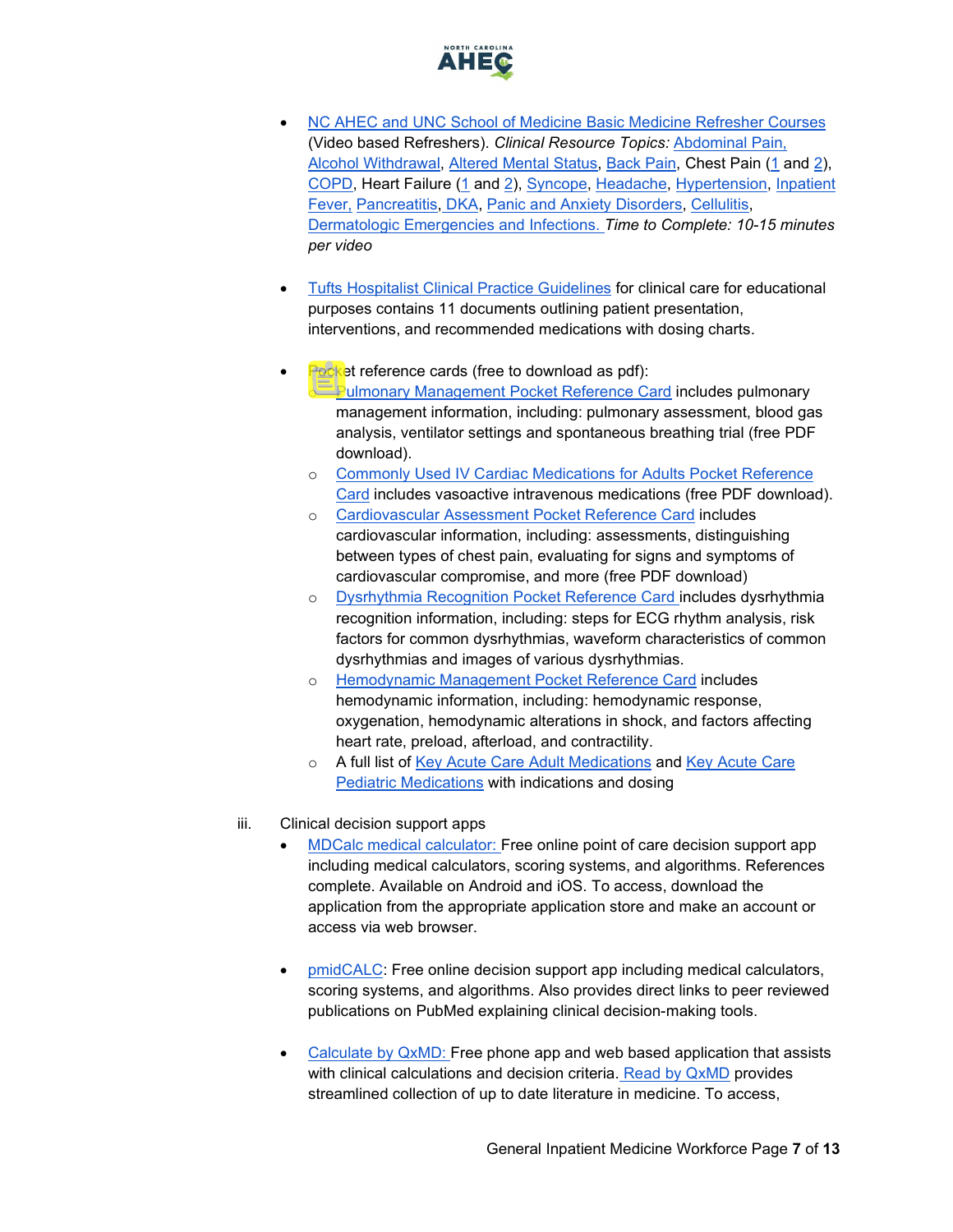- NC AHEC and UNC School of Medicine Basic Medicine Refresher Courses (Video based Refreshers). *Clinical Resource Topics:* Abdominal Pain, Alcohol Withdrawal, Altered Mental Status, Back Pain, Chest Pain (1 and 2), COPD, Heart Failure (1 and 2), Syncope, Headache, Hypertension, Inpatient Fever, Pancreatitis, DKA, Panic and Anxiety Disorders, Cellulitis, Dermatologic Emergencies and Infections. *Time to Complete: 10-15 minutes per video*

- Tufts Hospitalist Clinical Practice Guidelines for clinical care for educational purposes contains 11 documents outlining patient presentation, interventions, and recommended medications with dosing charts.

- Pocket reference cards (free to download as pdf):
  - Pulmonary Management Pocket Reference Card includes pulmonary management information, including: pulmonary assessment, blood gas analysis, ventilator settings and spontaneous breathing trial (free PDF download).
  - Commonly Used IV Cardiac Medications for Adults Pocket Reference Card includes vasoactive intravenous medications (free PDF download).
  - Cardiovascular Assessment Pocket Reference Card includes cardiovascular information, including: assessments, distinguishing between types of chest pain, evaluating for signs and symptoms of cardiovascular compromise, and more (free PDF download)
  - Dysrhythmia Recognition Pocket Reference Card includes dysrhythmia recognition information, including: steps for ECG rhythm analysis, risk factors for common dysrhythmias, waveform characteristics of common dysrhythmias and images of various dysrhythmias.
  - Hemodynamic Management Pocket Reference Card includes hemodynamic information, including: hemodynamic response, oxygenation, hemodynamic alterations in shock, and factors affecting heart rate, preload, afterload, and contractility.
  - A full list of Key Acute Care Adult Medications and Key Acute Care Pediatric Medications with indications and dosing

iii. Clinical decision support apps

- MDCalc medical calculator: Free online point of care decision support app including medical calculators, scoring systems, and algorithms. References complete. Available on Android and iOS. To access, download the application from the appropriate application store and make an account or access via web browser.

- pmidCALC: Free online decision support app including medical calculators, scoring systems, and algorithms. Also provides direct links to peer reviewed publications on PubMed explaining clinical decision-making tools.

- Calculate by QxMD: Free phone app and web based application that assists with clinical calculations and decision criteria. Read by QxMD provides streamlined collection of up to date literature in medicine. To access,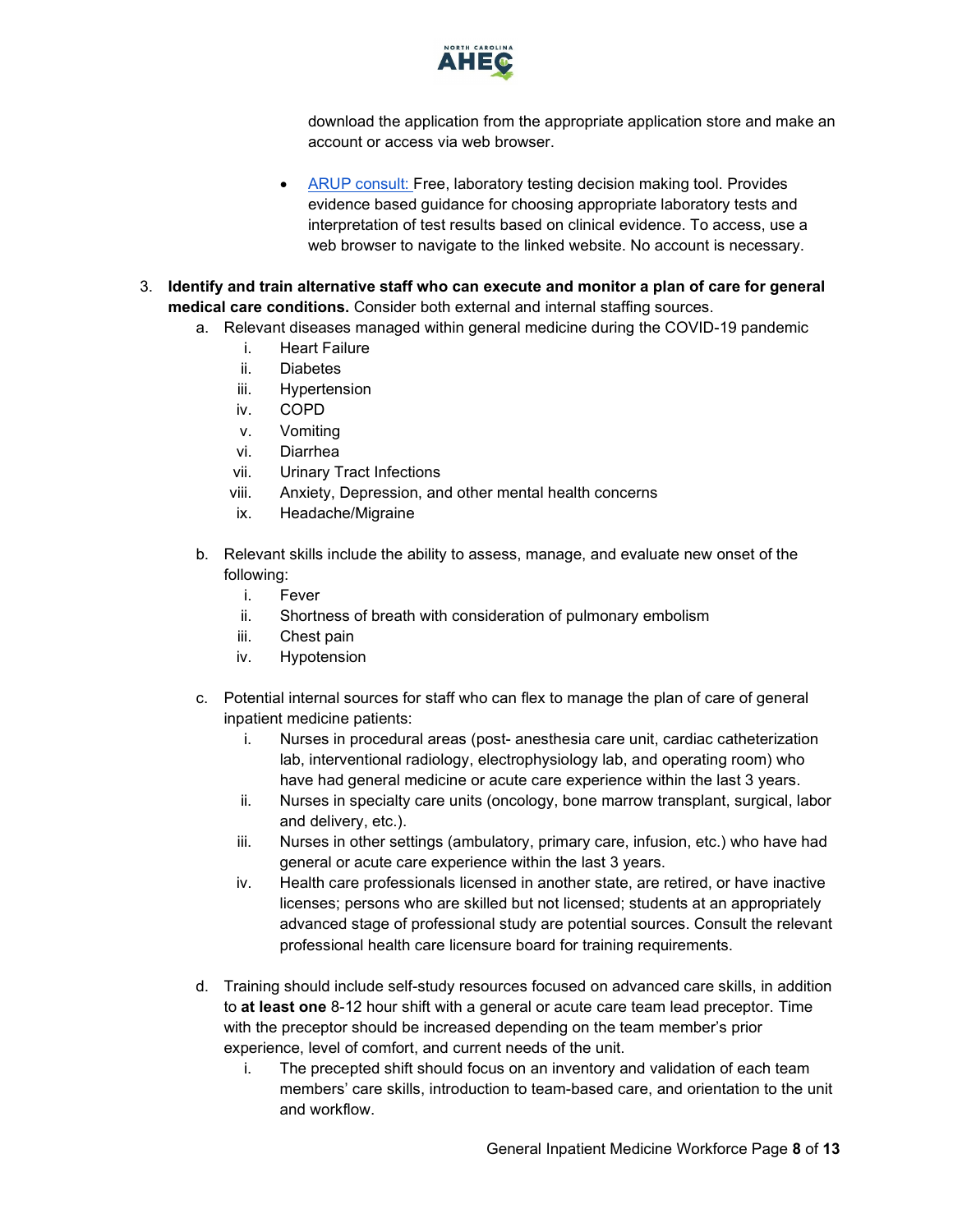download the application from the appropriate application store and make an account or access via web browser.

- ARUP consult: Free, laboratory testing decision making tool. Provides evidence based guidance for choosing appropriate laboratory tests and interpretation of test results based on clinical evidence. To access, use a web browser to navigate to the linked website. No account is necessary.

3. **Identify and train alternative staff who can execute and monitor a plan of care for general medical care conditions.** Consider both external and internal staffing sources.
   a. Relevant diseases managed within general medicine during the COVID-19 pandemic
      i. Heart Failure
      ii. Diabetes
      iii. Hypertension
      iv. COPD
      v. Vomiting
      vi. Diarrhea
      vii. Urinary Tract Infections
      viii. Anxiety, Depression, and other mental health concerns
      ix. Headache/Migraine

   b. Relevant skills include the ability to assess, manage, and evaluate new onset of the following:
      i. Fever
      ii. Shortness of breath with consideration of pulmonary embolism
      iii. Chest pain
      iv. Hypotension

   c. Potential internal sources for staff who can flex to manage the plan of care of general inpatient medicine patients:
      i. Nurses in procedural areas (post- anesthesia care unit, cardiac catheterization lab, interventional radiology, electrophysiology lab, and operating room) who have had general medicine or acute care experience within the last 3 years.
      ii. Nurses in specialty care units (oncology, bone marrow transplant, surgical, labor and delivery, etc.).
      iii. Nurses in other settings (ambulatory, primary care, infusion, etc.) who have had general or acute care experience within the last 3 years.
      iv. Health care professionals licensed in another state, are retired, or have inactive licenses; persons who are skilled but not licensed; students at an appropriately advanced stage of professional study are potential sources. Consult the relevant professional health care licensure board for training requirements.

   d. Training should include self-study resources focused on advanced care skills, in addition to **at least one** 8-12 hour shift with a general or acute care team lead preceptor. Time with the preceptor should be increased depending on the team member's prior experience, level of comfort, and current needs of the unit.
      i. The precepted shift should focus on an inventory and validation of each team members' care skills, introduction to team-based care, and orientation to the unit and workflow.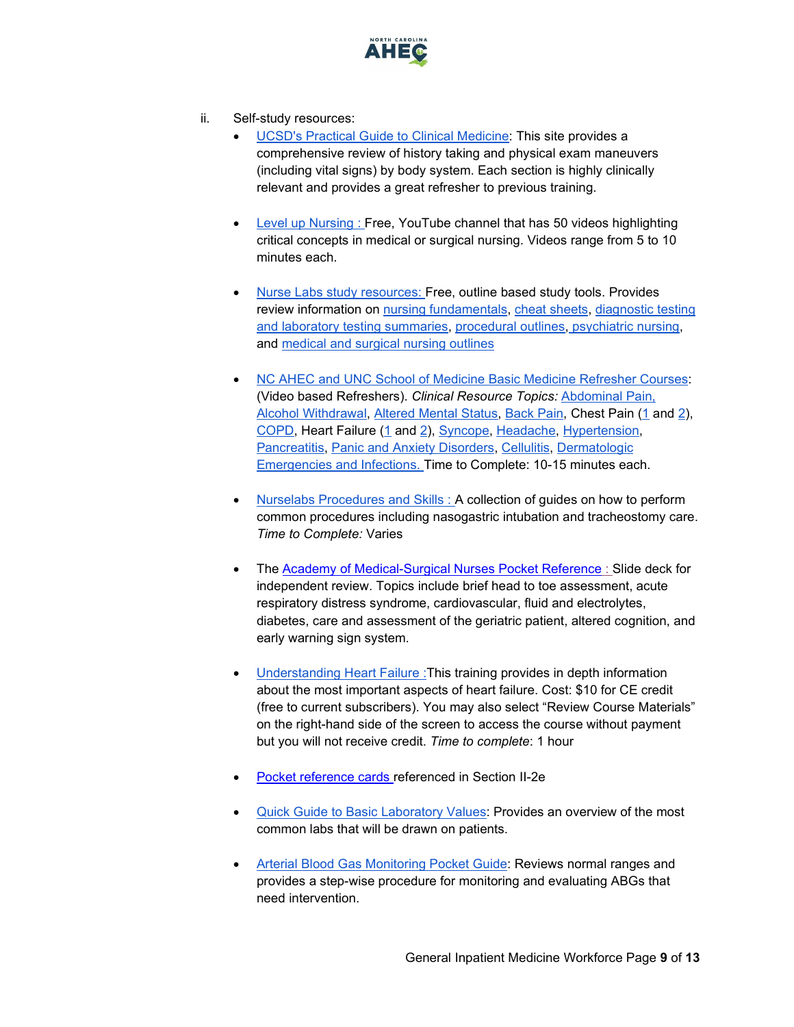ii. Self-study resources:

- UCSD's Practical Guide to Clinical Medicine: This site provides a comprehensive review of history taking and physical exam maneuvers (including vital signs) by body system. Each section is highly clinically relevant and provides a great refresher to previous training.

- Level up Nursing : Free, YouTube channel that has 50 videos highlighting critical concepts in medical or surgical nursing. Videos range from 5 to 10 minutes each.

- Nurse Labs study resources: Free, outline based study tools. Provides review information on nursing fundamentals, cheat sheets, diagnostic testing and laboratory testing summaries, procedural outlines, psychiatric nursing, and medical and surgical nursing outlines

- NC AHEC and UNC School of Medicine Basic Medicine Refresher Courses: (Video based Refreshers). *Clinical Resource Topics:* Abdominal Pain, Alcohol Withdrawal, Altered Mental Status, Back Pain, Chest Pain (1 and 2), COPD, Heart Failure (1 and 2), Syncope, Headache, Hypertension, Pancreatitis, Panic and Anxiety Disorders, Cellulitis, Dermatologic Emergencies and Infections. Time to Complete: 10-15 minutes each.

- Nurselabs Procedures and Skills : A collection of guides on how to perform common procedures including nasogastric intubation and tracheostomy care. *Time to Complete:* Varies

- The Academy of Medical-Surgical Nurses Pocket Reference : Slide deck for independent review. Topics include brief head to toe assessment, acute respiratory distress syndrome, cardiovascular, fluid and electrolytes, diabetes, care and assessment of the geriatric patient, altered cognition, and early warning sign system.

- Understanding Heart Failure :This training provides in depth information about the most important aspects of heart failure. Cost: $10 for CE credit (free to current subscribers). You may also select "Review Course Materials" on the right-hand side of the screen to access the course without payment but you will not receive credit. *Time to complete*: 1 hour

- Pocket reference cards referenced in Section II-2e

- Quick Guide to Basic Laboratory Values: Provides an overview of the most common labs that will be drawn on patients.

- Arterial Blood Gas Monitoring Pocket Guide: Reviews normal ranges and provides a step-wise procedure for monitoring and evaluating ABGs that need intervention.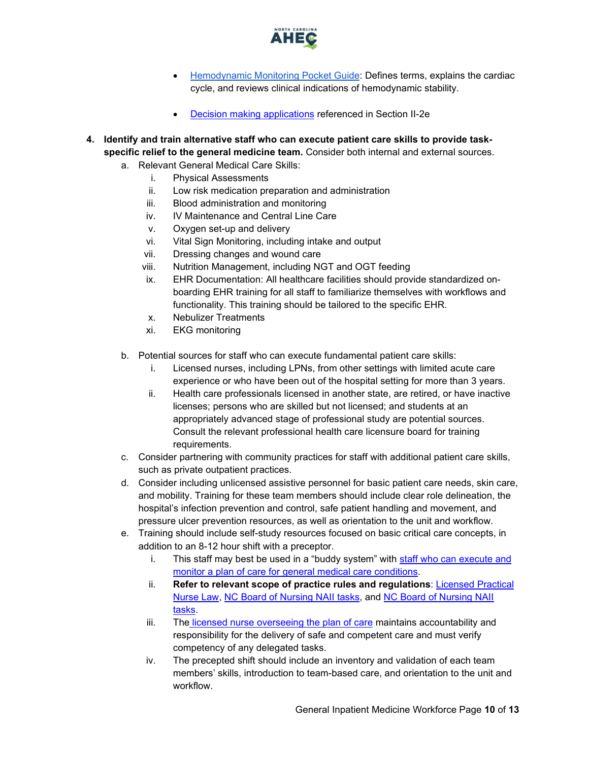- [Hemodynamic Monitoring Pocket Guide](): Defines terms, explains the cardiac cycle, and reviews clinical indications of hemodynamic stability.
- [Decision making applications]() referenced in Section II-2e

4. **Identify and train alternative staff who can execute patient care skills to provide task-specific relief to the general medicine team.** Consider both internal and external sources.
   a. Relevant General Medical Care Skills:
      i. Physical Assessments
      ii. Low risk medication preparation and administration
      iii. Blood administration and monitoring
      iv. IV Maintenance and Central Line Care
      v. Oxygen set-up and delivery
      vi. Vital Sign Monitoring, including intake and output
      vii. Dressing changes and wound care
      viii. Nutrition Management, including NGT and OGT feeding
      ix. EHR Documentation: All healthcare facilities should provide standardized on-boarding EHR training for all staff to familiarize themselves with workflows and functionality. This training should be tailored to the specific EHR.
      x. Nebulizer Treatments
      xi. EKG monitoring

   b. Potential sources for staff who can execute fundamental patient care skills:
      i. Licensed nurses, including LPNs, from other settings with limited acute care experience or who have been out of the hospital setting for more than 3 years.
      ii. Health care professionals licensed in another state, are retired, or have inactive licenses; persons who are skilled but not licensed; and students at an appropriately advanced stage of professional study are potential sources. Consult the relevant professional health care licensure board for training requirements.
   c. Consider partnering with community practices for staff with additional patient care skills, such as private outpatient practices.
   d. Consider including unlicensed assistive personnel for basic patient care needs, skin care, and mobility. Training for these team members should include clear role delineation, the hospital's infection prevention and control, safe patient handling and movement, and pressure ulcer prevention resources, as well as orientation to the unit and workflow.
   e. Training should include self-study resources focused on basic critical care concepts, in addition to an 8-12 hour shift with a preceptor.
      i. This staff may best be used in a "buddy system" with [staff who can execute and monitor a plan of care for general medical care conditions]().
      ii. **Refer to relevant scope of practice rules and regulations**: [Licensed Practical Nurse Law](), [NC Board of Nursing NAII tasks](), and [NC Board of Nursing NAII tasks]().
      iii. The [licensed nurse overseeing the plan of care]() maintains accountability and responsibility for the delivery of safe and competent care and must verify competency of any delegated tasks.
      iv. The precepted shift should include an inventory and validation of each team members' skills, introduction to team-based care, and orientation to the unit and workflow.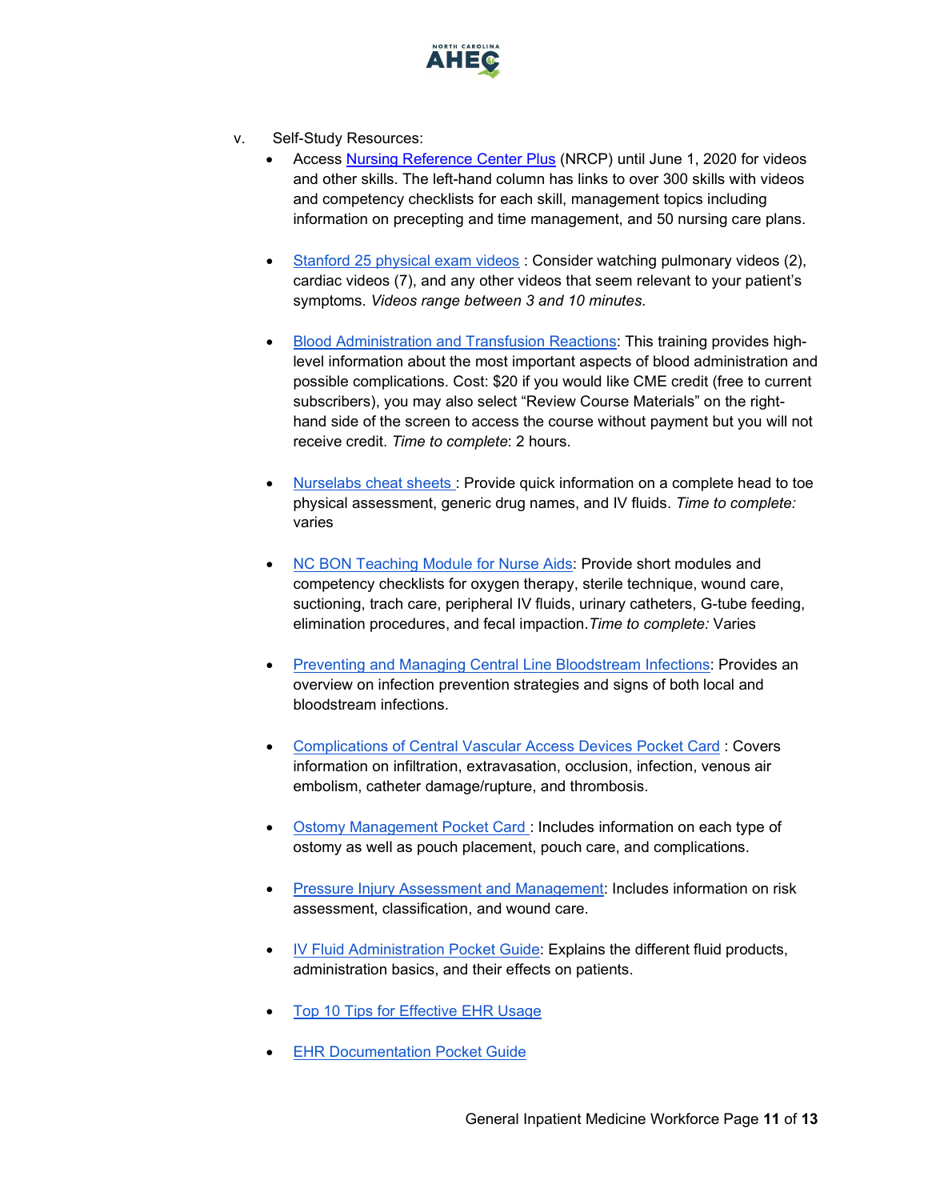v. Self-Study Resources:

- Access Nursing Reference Center Plus (NRCP) until June 1, 2020 for videos and other skills. The left-hand column has links to over 300 skills with videos and competency checklists for each skill, management topics including information on precepting and time management, and 50 nursing care plans.

- Stanford 25 physical exam videos : Consider watching pulmonary videos (2), cardiac videos (7), and any other videos that seem relevant to your patient's symptoms. *Videos range between 3 and 10 minutes.*

- Blood Administration and Transfusion Reactions: This training provides high-level information about the most important aspects of blood administration and possible complications. Cost: $20 if you would like CME credit (free to current subscribers), you may also select "Review Course Materials" on the right-hand side of the screen to access the course without payment but you will not receive credit. *Time to complete*: 2 hours.

- Nurselabs cheat sheets : Provide quick information on a complete head to toe physical assessment, generic drug names, and IV fluids. *Time to complete:* varies

- NC BON Teaching Module for Nurse Aids: Provide short modules and competency checklists for oxygen therapy, sterile technique, wound care, suctioning, trach care, peripheral IV fluids, urinary catheters, G-tube feeding, elimination procedures, and fecal impaction. *Time to complete:* Varies

- Preventing and Managing Central Line Bloodstream Infections: Provides an overview on infection prevention strategies and signs of both local and bloodstream infections.

- Complications of Central Vascular Access Devices Pocket Card : Covers information on infiltration, extravasation, occlusion, infection, venous air embolism, catheter damage/rupture, and thrombosis.

- Ostomy Management Pocket Card : Includes information on each type of ostomy as well as pouch placement, pouch care, and complications.

- Pressure Injury Assessment and Management: Includes information on risk assessment, classification, and wound care.

- IV Fluid Administration Pocket Guide: Explains the different fluid products, administration basics, and their effects on patients.

- Top 10 Tips for Effective EHR Usage

- EHR Documentation Pocket Guide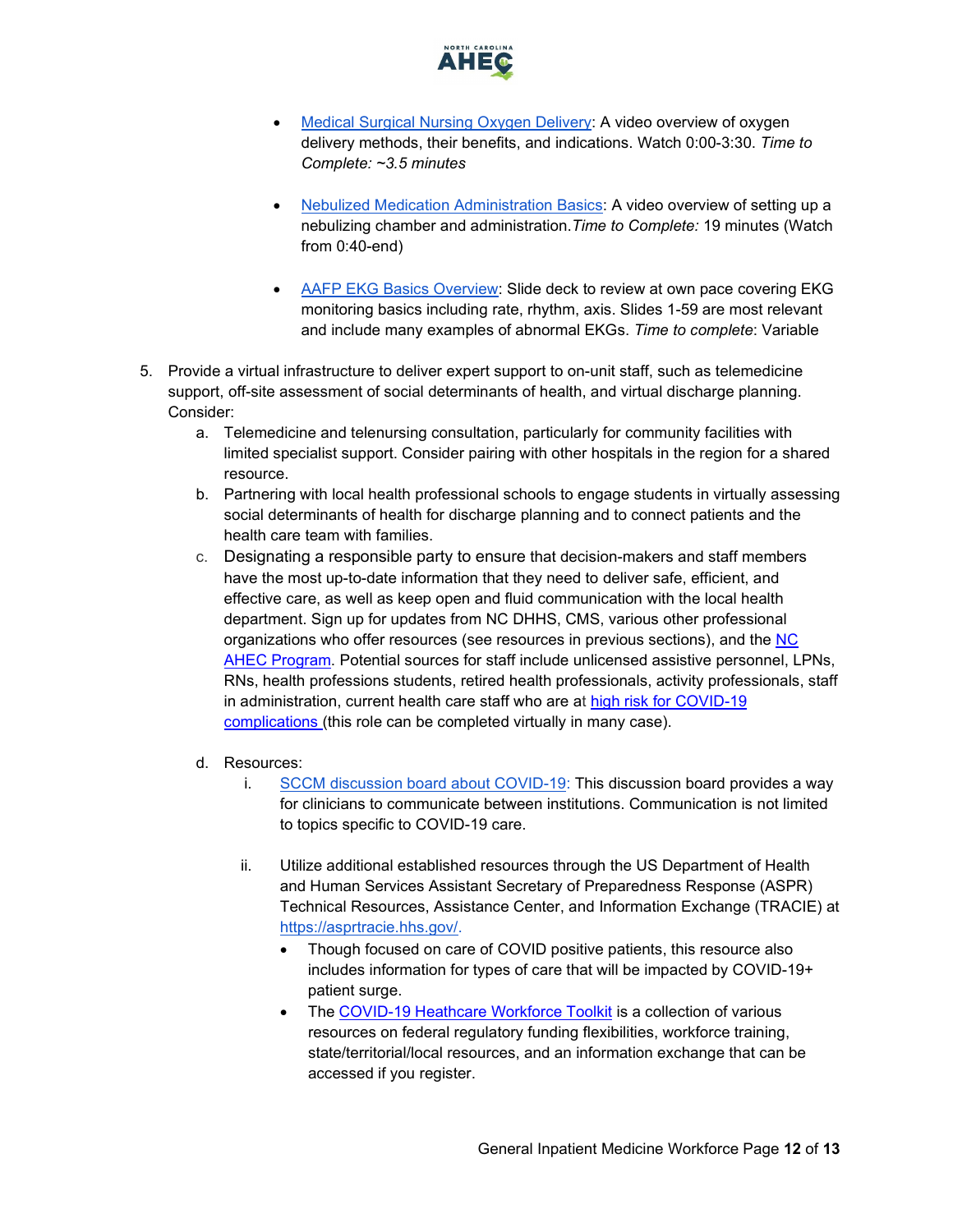- Medical Surgical Nursing Oxygen Delivery: A video overview of oxygen delivery methods, their benefits, and indications. Watch 0:00-3:30. *Time to Complete: ~3.5 minutes*

- Nebulized Medication Administration Basics: A video overview of setting up a nebulizing chamber and administration. *Time to Complete:* 19 minutes (Watch from 0:40-end)

- AAFP EKG Basics Overview: Slide deck to review at own pace covering EKG monitoring basics including rate, rhythm, axis. Slides 1-59 are most relevant and include many examples of abnormal EKGs. *Time to complete*: Variable

5. Provide a virtual infrastructure to deliver expert support to on-unit staff, such as telemedicine support, off-site assessment of social determinants of health, and virtual discharge planning. Consider:
   a. Telemedicine and telenursing consultation, particularly for community facilities with limited specialist support. Consider pairing with other hospitals in the region for a shared resource.
   b. Partnering with local health professional schools to engage students in virtually assessing social determinants of health for discharge planning and to connect patients and the health care team with families.
   c. Designating a responsible party to ensure that decision-makers and staff members have the most up-to-date information that they need to deliver safe, efficient, and effective care, as well as keep open and fluid communication with the local health department. Sign up for updates from NC DHHS, CMS, various other professional organizations who offer resources (see resources in previous sections), and the NC AHEC Program. Potential sources for staff include unlicensed assistive personnel, LPNs, RNs, health professions students, retired health professionals, activity professionals, staff in administration, current health care staff who are at high risk for COVID-19 complications (this role can be completed virtually in many case).
   d. Resources:
      i. SCCM discussion board about COVID-19: This discussion board provides a way for clinicians to communicate between institutions. Communication is not limited to topics specific to COVID-19 care.
      ii. Utilize additional established resources through the US Department of Health and Human Services Assistant Secretary of Preparedness Response (ASPR) Technical Resources, Assistance Center, and Information Exchange (TRACIE) at https://asprtracie.hhs.gov/.
         - Though focused on care of COVID positive patients, this resource also includes information for types of care that will be impacted by COVID-19+ patient surge.
         - The COVID-19 Heathcare Workforce Toolkit is a collection of various resources on federal regulatory funding flexibilities, workforce training, state/territorial/local resources, and an information exchange that can be accessed if you register.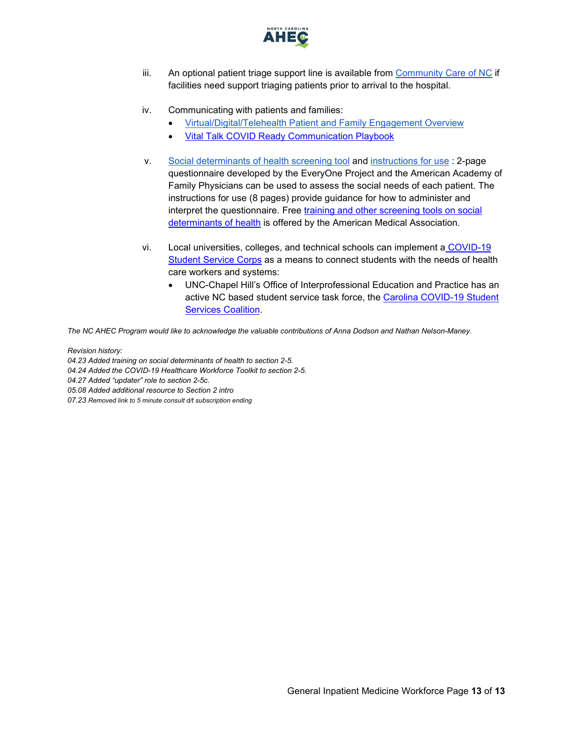iii. An optional patient triage support line is available from Community Care of NC if facilities need support triaging patients prior to arrival to the hospital.

iv. Communicating with patients and families:
   - Virtual/Digital/Telehealth Patient and Family Engagement Overview
   - Vital Talk COVID Ready Communication Playbook

v. Social determinants of health screening tool and instructions for use : 2-page questionnaire developed by the EveryOne Project and the American Academy of Family Physicians can be used to assess the social needs of each patient. The instructions for use (8 pages) provide guidance for how to administer and interpret the questionnaire. Free training and other screening tools on social determinants of health is offered by the American Medical Association.

vi. Local universities, colleges, and technical schools can implement a COVID-19 Student Service Corps as a means to connect students with the needs of health care workers and systems:
   - UNC-Chapel Hill's Office of Interprofessional Education and Practice has an active NC based student service task force, the Carolina COVID-19 Student Services Coalition.

*The NC AHEC Program would like to acknowledge the valuable contributions of Anna Dodson and Nathan Nelson-Maney.*

*Revision history:*
*04.23 Added training on social determinants of health to section 2-5.*
*04.24 Added the COVID-19 Healthcare Workforce Toolkit to section 2-5.*
*04.27 Added "updater" role to section 2-5c.*
*05.08 Added additional resource to Section 2 intro*
*07.23 Removed link to 5 minute consult d/t subscription ending*